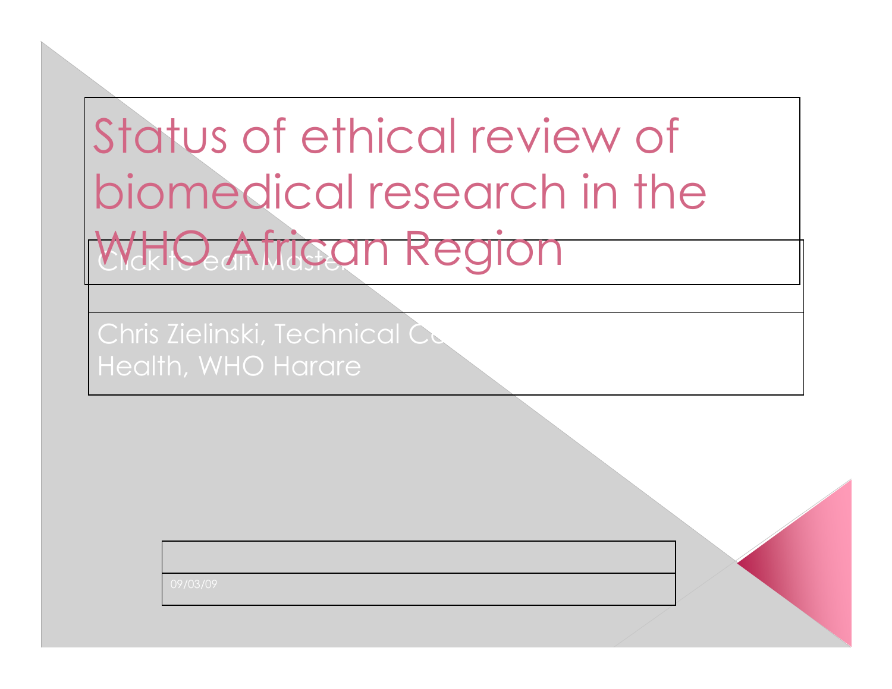# Status of ethical review of biomedical research in the WHO African Region

Click to edit Master

Chris Zielinski, Technical Co... Health, WHO Harare

09/03/09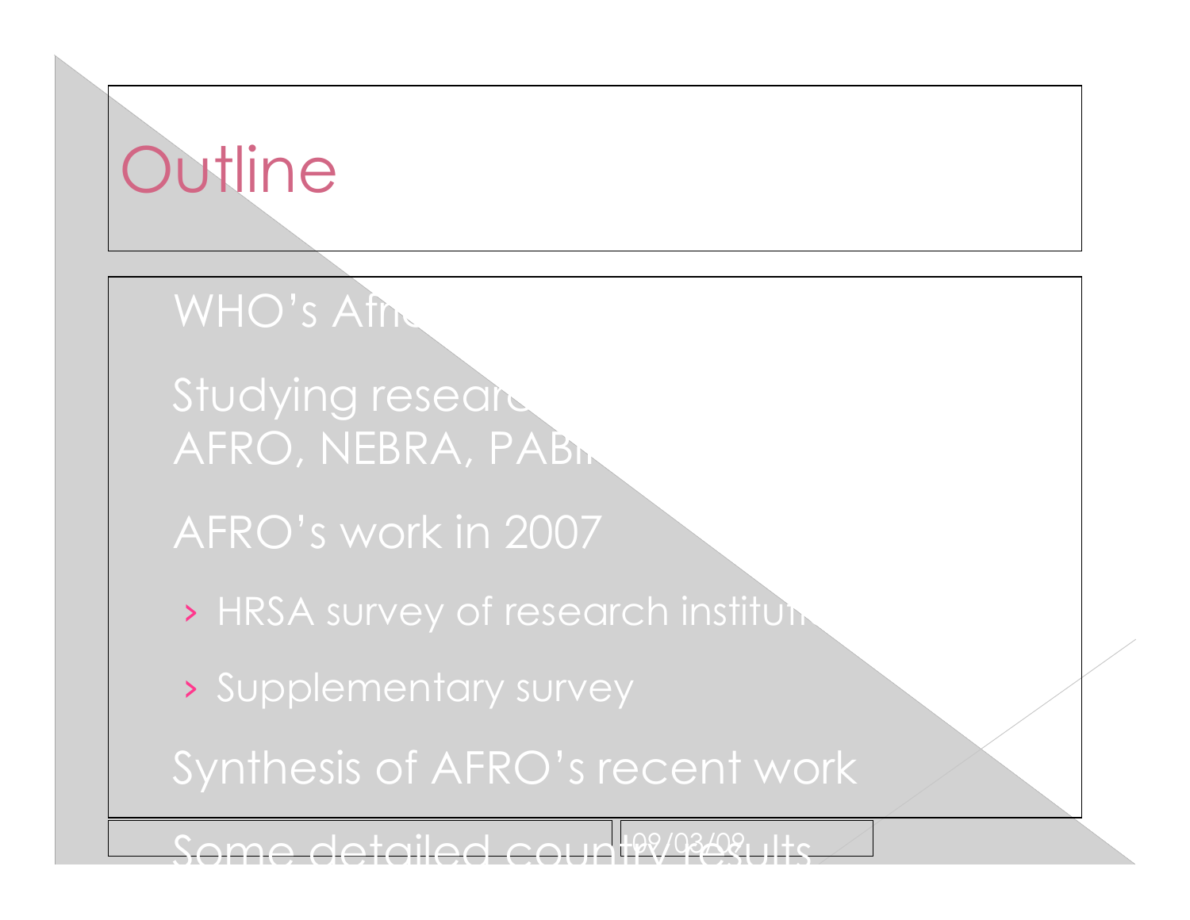# Outline

- WHO's Afri
- Studying researc
  AFRO, NEBRA, PABI
- AFRO's work in 2007
  - HRSA survey of research institu
  - Supplementary survey
- Synthesis of AFRO's recent work
- Some detailed country results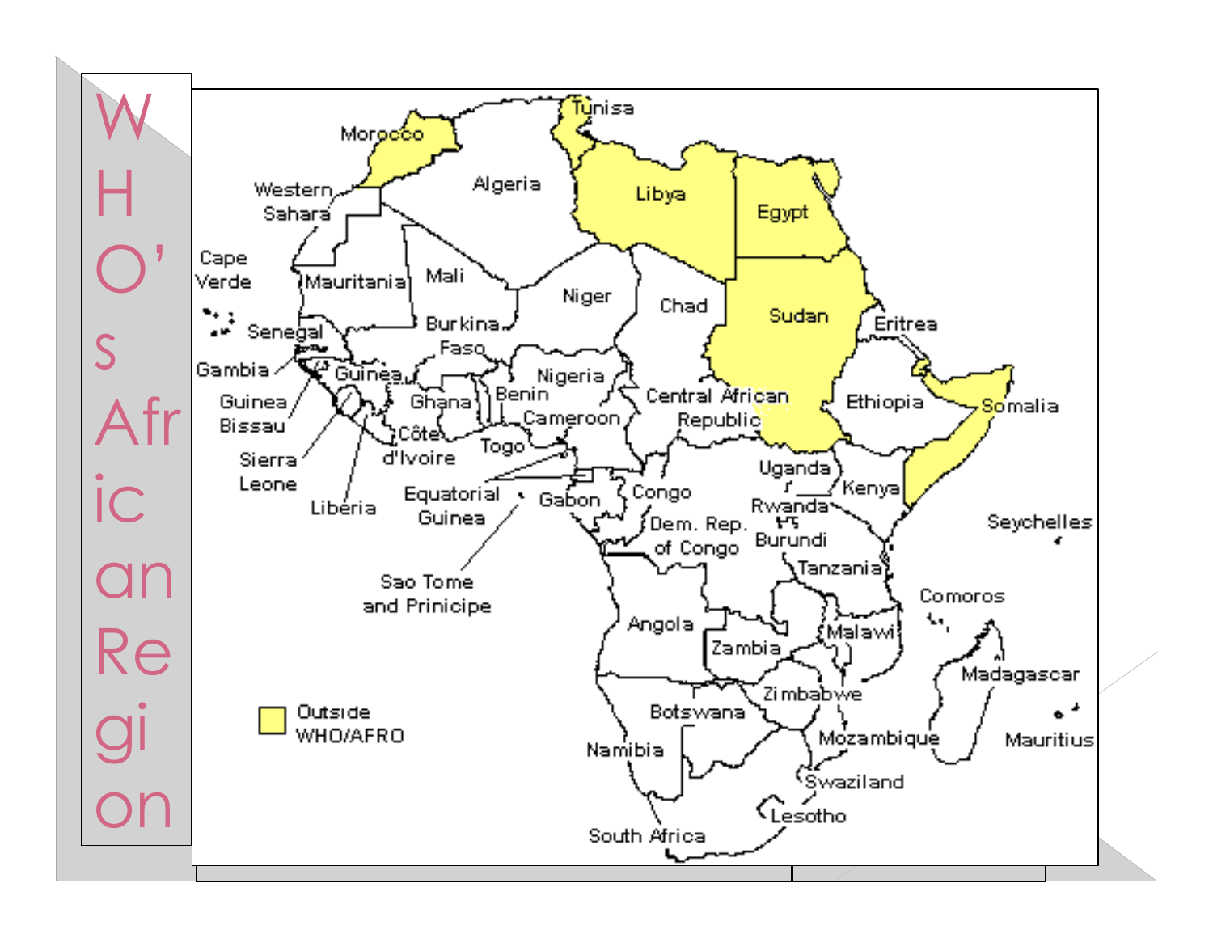# WHO's African Region

Morocco
Tunisa
Western Sahara
Algeria
Libya
Egypt
Cape Verde
Mauritania
Mali
Niger
Chad
Sudan
Eritrea
Senegal
Burkina Faso
Gambia
Guinea
Nigeria
Guinea Bissau
Ghana
Benin
Central African Republic
Ethiopia
Somalia
Côte d'Ivoire
Cameroon
Sierra Leone
Togo
Liberia
Equatorial Guinea
Gabon
Congo
Uganda
Kenya
Rwanda
Dem. Rep. of Congo
Burundi
Seychelles
Sao Tome and Prinicipe
Tanzania
Comoros
Angola
Malawi
Zambia
Madagascar
Zimbabwe
Botswana
Namibia
Mozambique
Mauritius
Swaziland
Lesotho
South Africa

Outside WHO/AFRO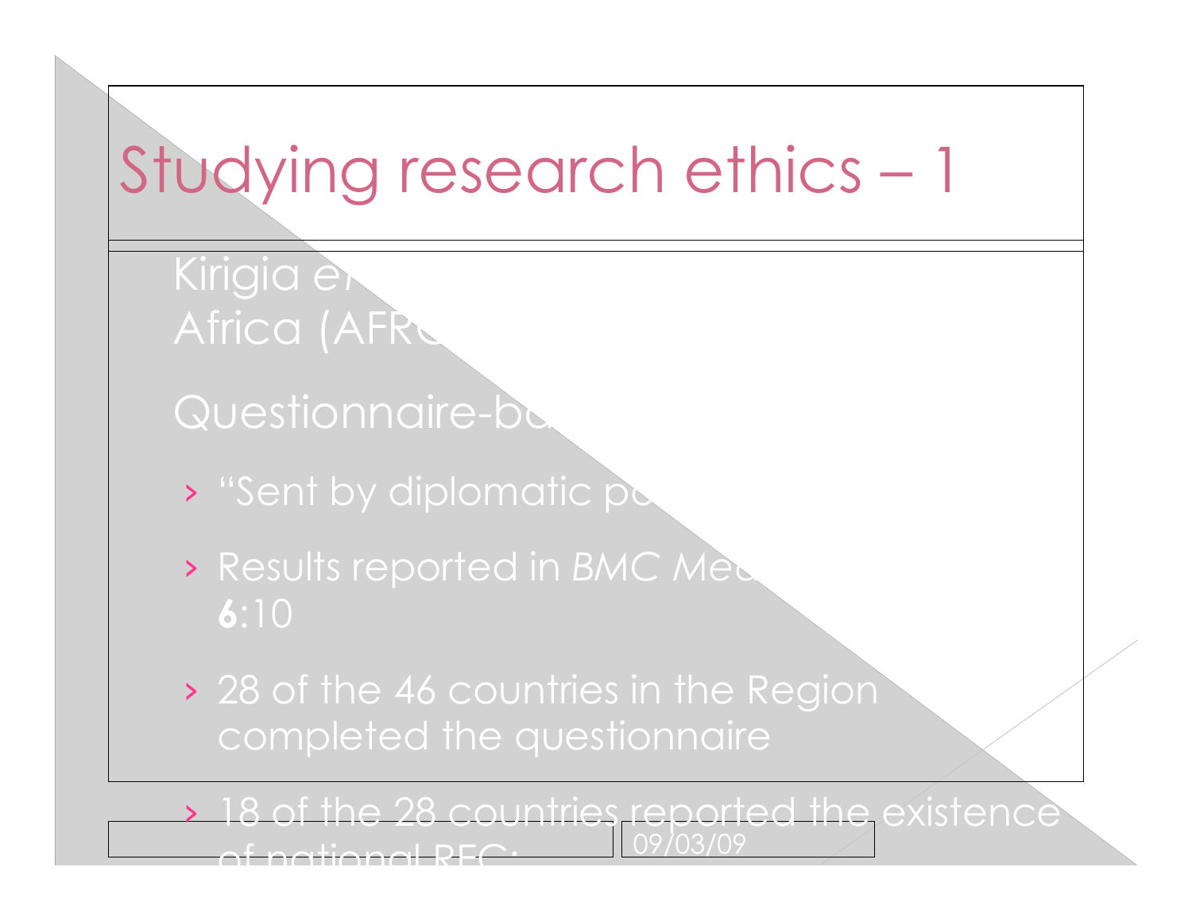# Studying research ethics – 1

Kirigia et Africa (AFR

Questionnaire-b

- "Sent by diplomatic p
- Results reported in *BMC Me* **6**:10
- 28 of the 46 countries in the Region completed the questionnaire
- 18 of the 28 countries reported the existence of national REC: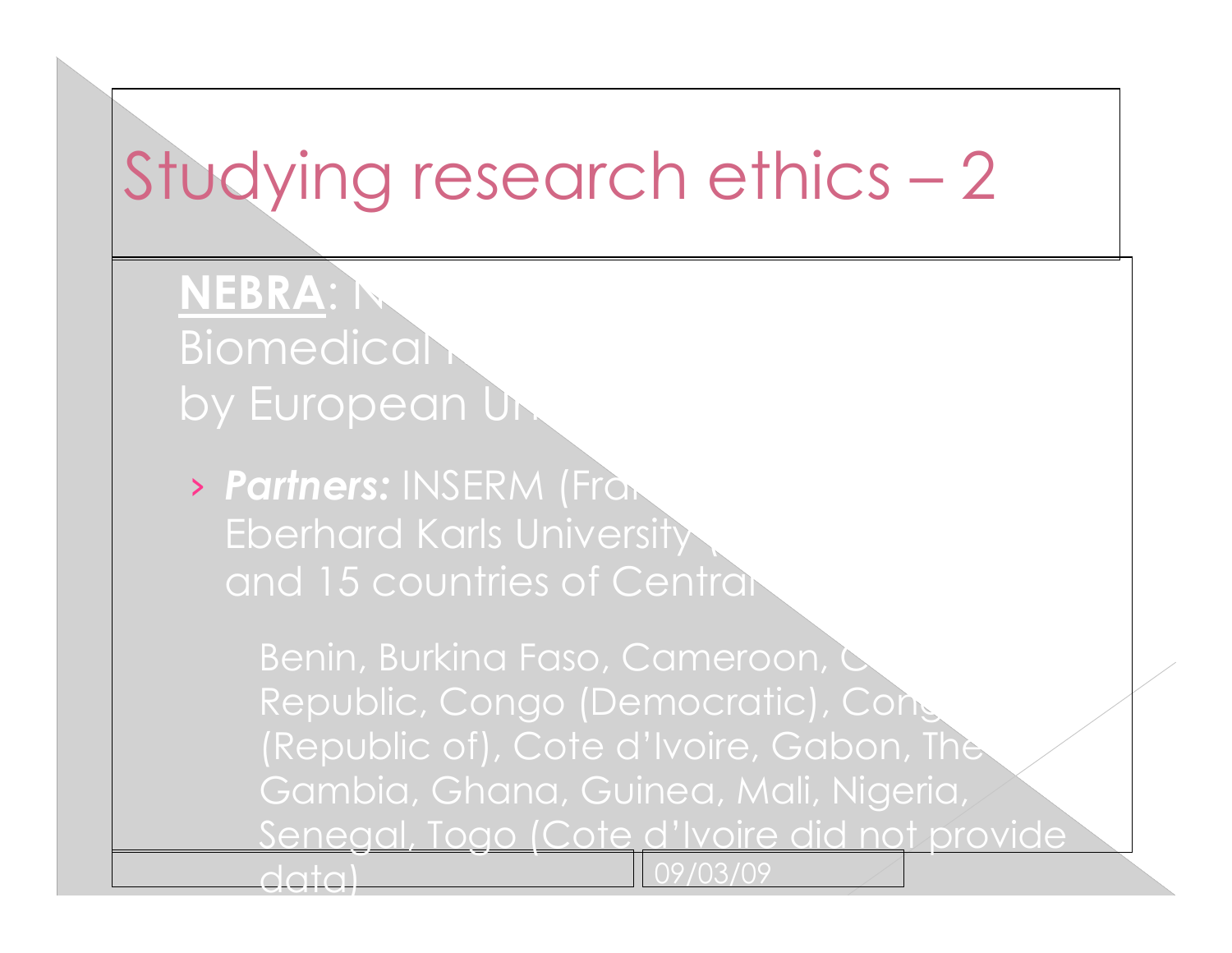# Studying research ethics – 2

**NEBRA**: N
Biomedical R
by European U

- ***Partners:*** INSERM (Fra
Eberhard Karls University (
and 15 countries of Central

  Benin, Burkina Faso, Cameroon, C
  Republic, Congo (Democratic), Cong
  (Republic of), Cote d'Ivoire, Gabon, The
  Gambia, Ghana, Guinea, Mali, Nigeria,
  Senegal, Togo (Cote d'Ivoire did not provide
  data)

09/03/09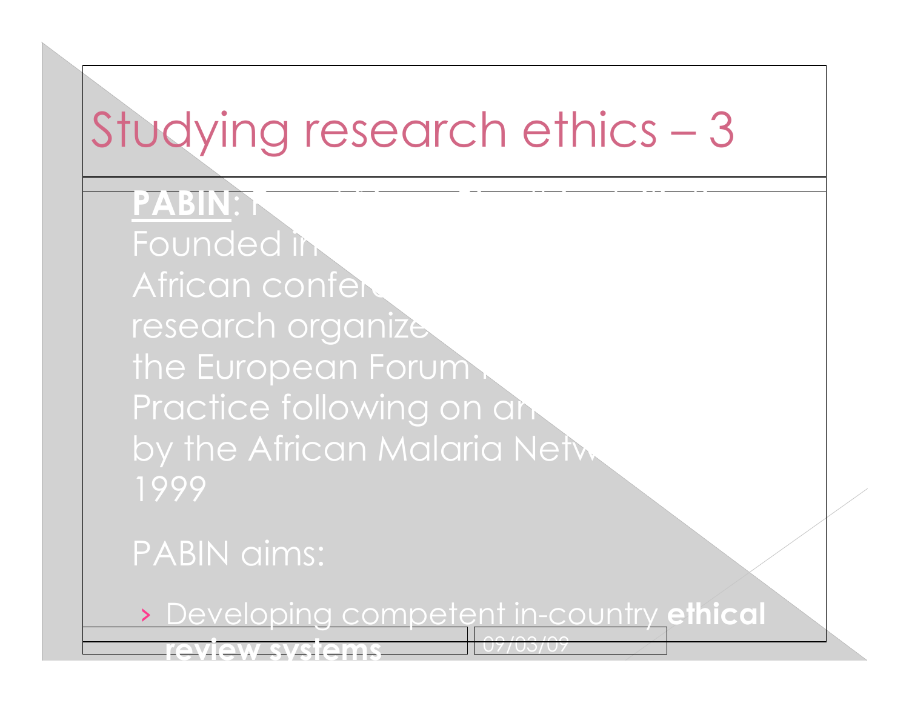# Studying research ethics – 3

**PABIN**: F
Founded in
African confe
research organize
the European Forum
Practice following on an
by the African Malaria Netw
1999

PABIN aims:

- Developing competent in-country **ethical review systems**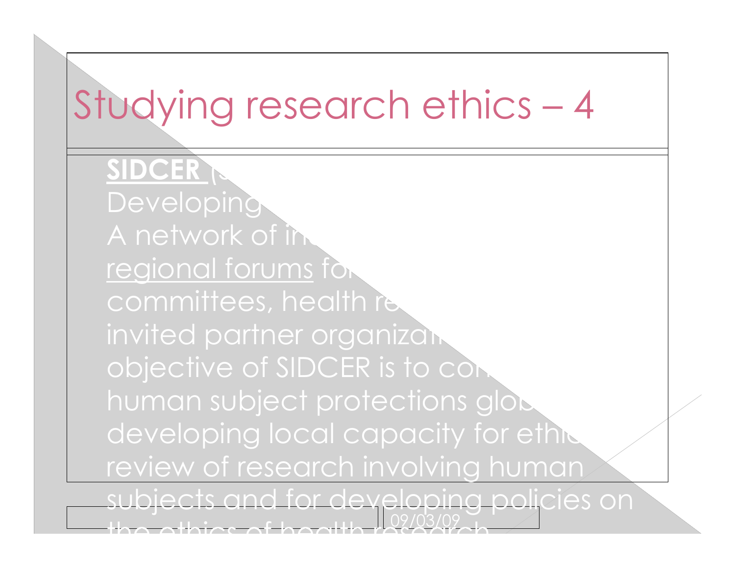# Studying research ethics – 4

**SIDCER** (S... Developing... A network of in... regional forums fo... committees, health re... invited partner organizat... objective of SIDCER is to co... human subject protections glob... developing local capacity for ethic... review of research involving human subjects and for developing policies on the ethics of health research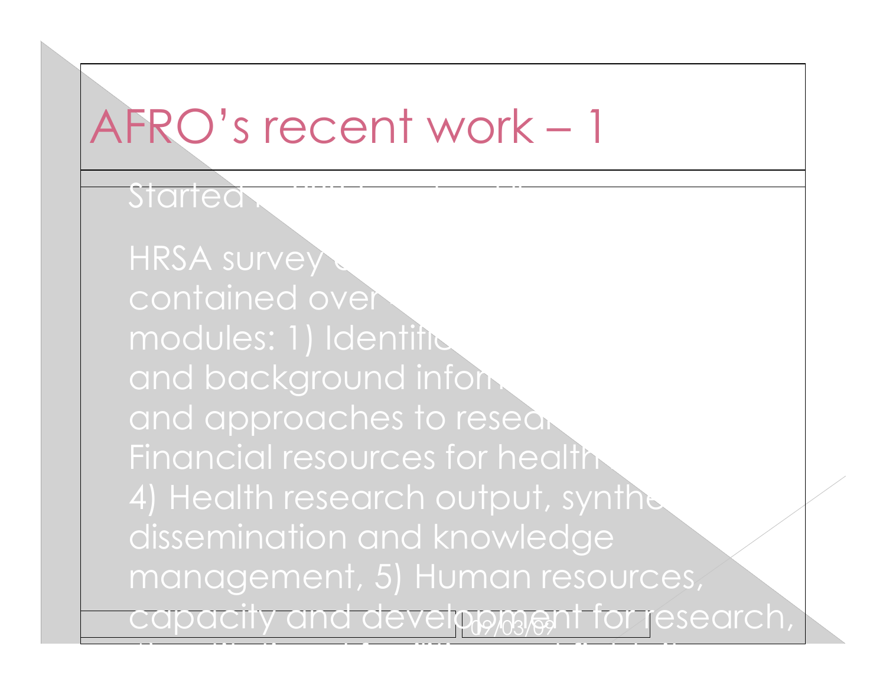# AFRO's recent work – 1

Started

HRSA survey
contained over
modules: 1) Identific
and background infor
and approaches to resea
Financial resources for health
4) Health research output, synthe
dissemination and knowledge
management, 5) Human resources,
capacity and development for research,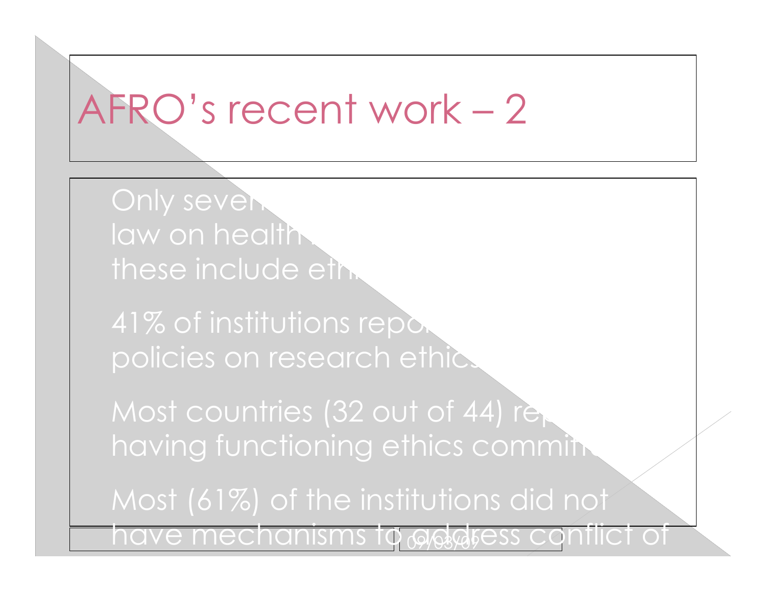# AFRO's recent work – 2

- Only seven law on health these include eth
- 41% of institutions repo policies on research ethics
- Most countries (32 out of 44) rep having functioning ethics committ
- Most (61%) of the institutions did not have mechanisms to address conflict of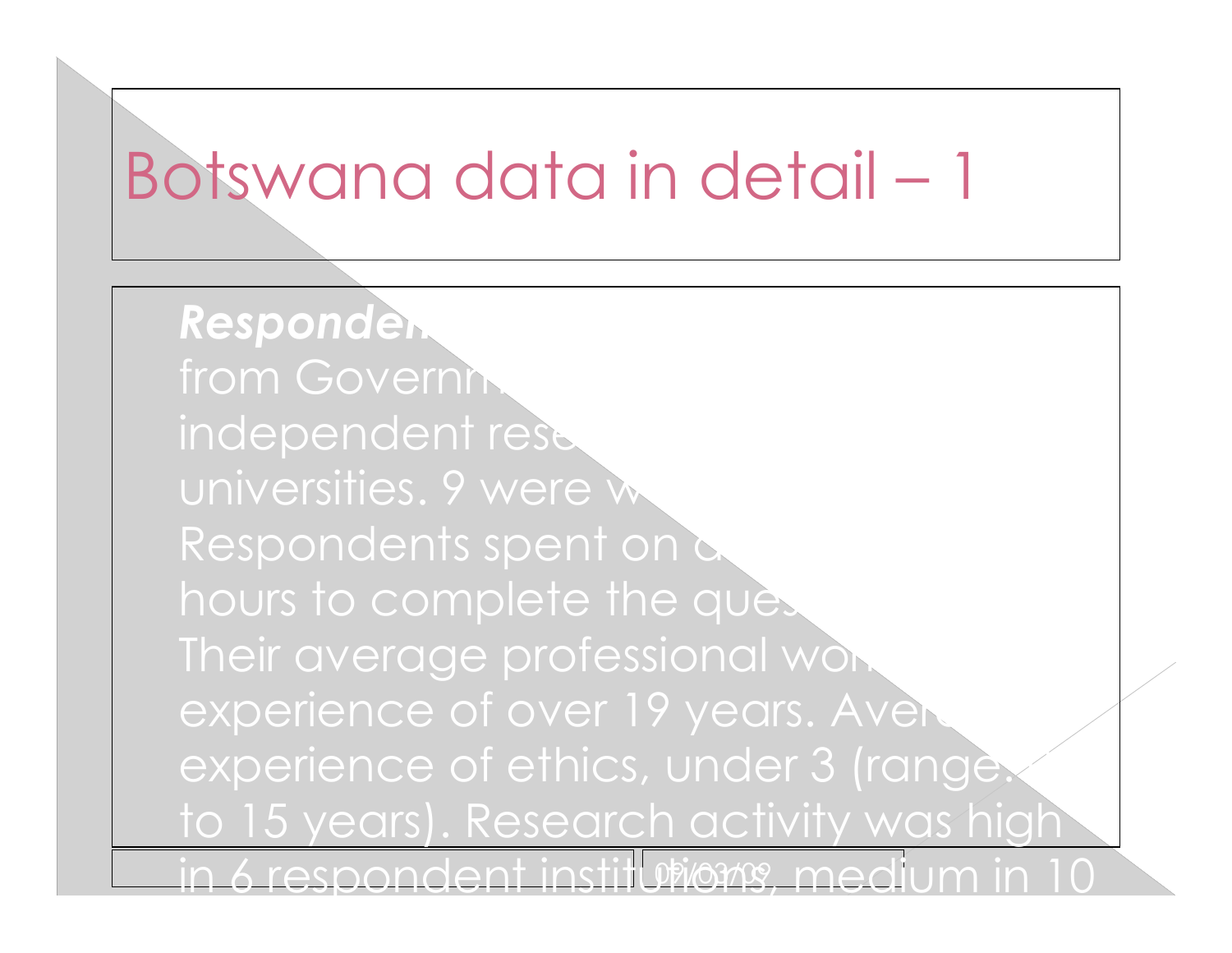# Botswana data in detail – 1

***Responden***
from Governm
independent rese
universities. 9 were w
Respondents spent on a
hours to complete the ques
Their average professional wor
experience of over 19 years. Avera
experience of ethics, under 3 (range:
to 15 years). Research activity was high
in 6 respondent institutions, medium in 10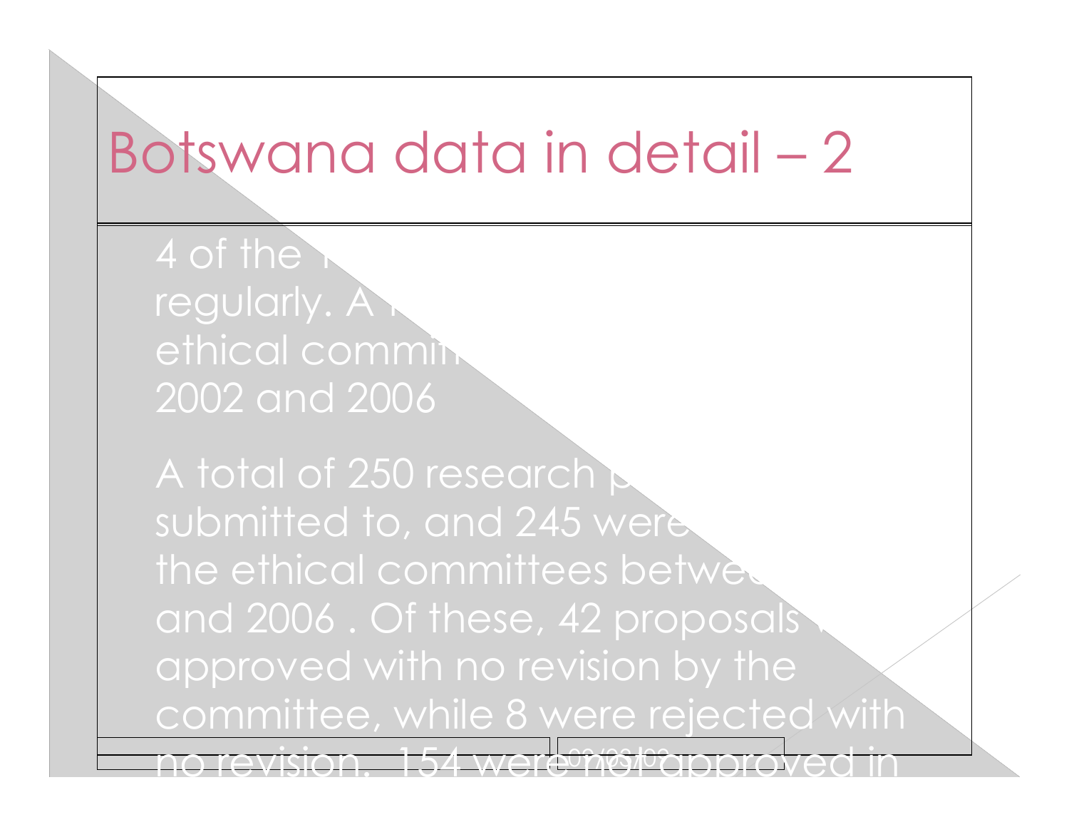# Botswana data in detail – 2

4 of the regularly. A ethical commi 2002 and 2006

A total of 250 research submitted to, and 245 were the ethical committees betwe and 2006 . Of these, 42 proposals approved with no revision by the committee, while 8 were rejected with no revision. 154 were not approved in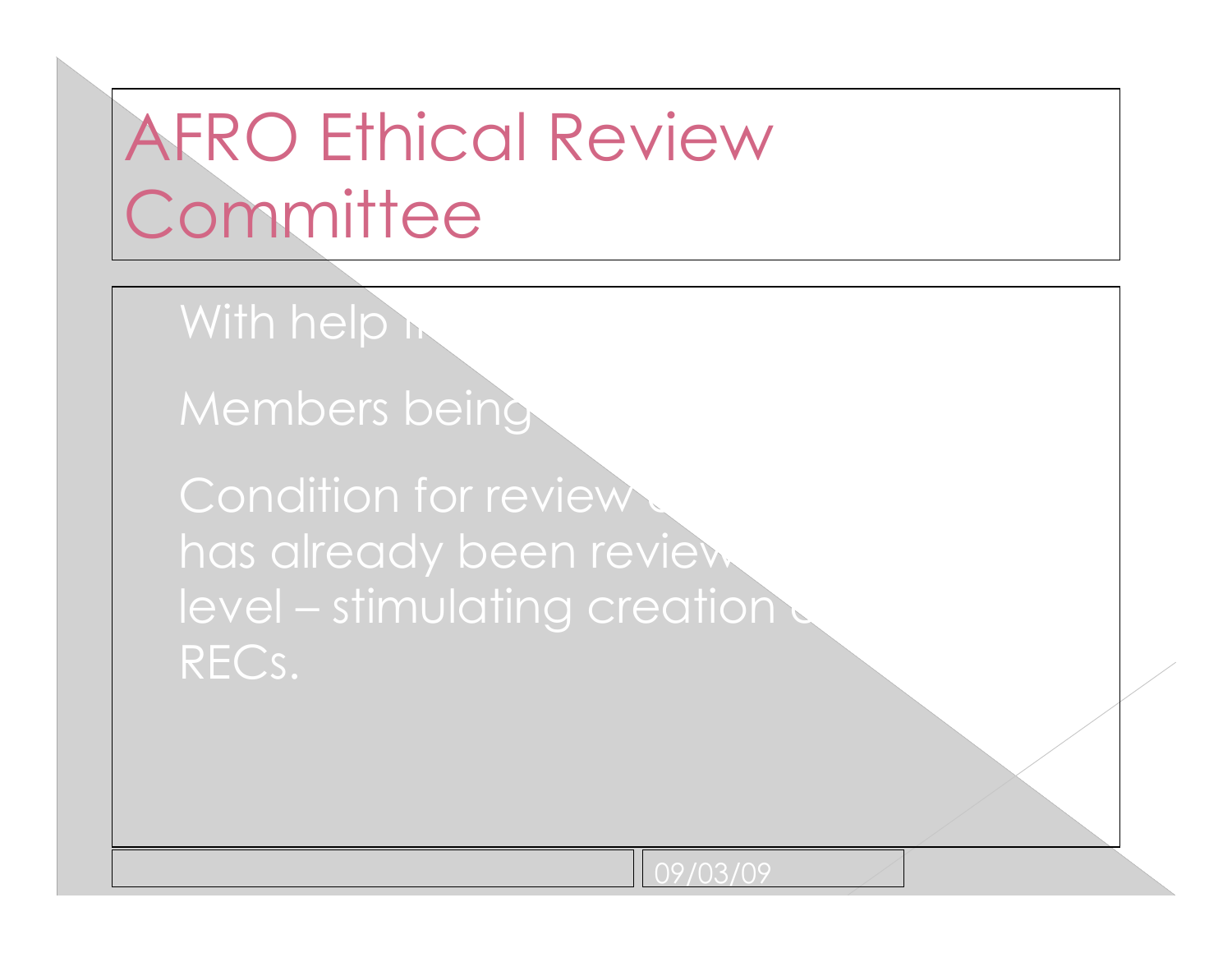# AFRO Ethical Review Committee

With help fr

Members being

Condition for review a
has already been review
level – stimulating creation o
RECs.